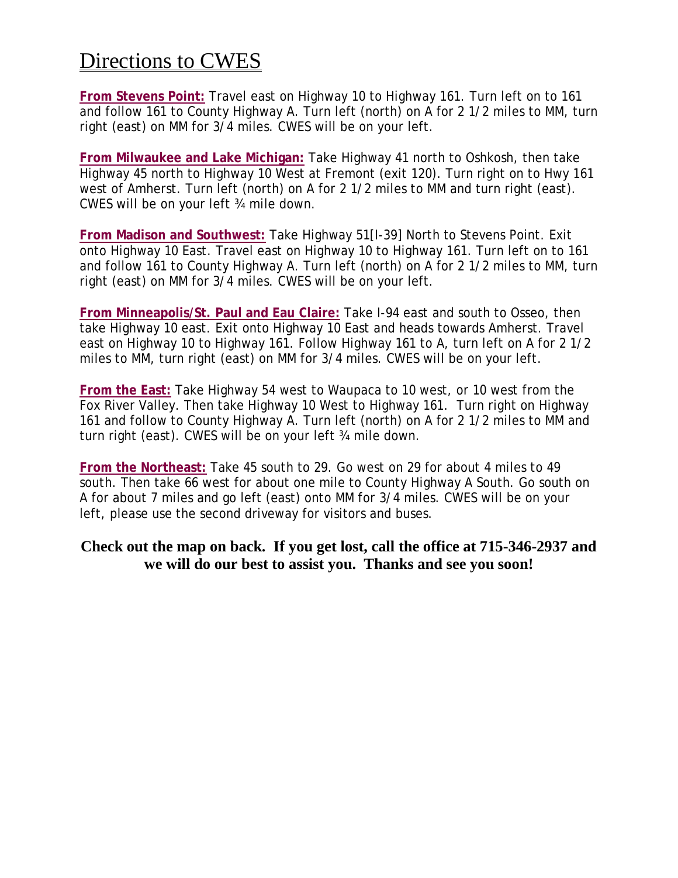# Directions to CWES

**From Stevens Point:** Travel east on Highway 10 to Highway 161. Turn left on to 161 and follow 161 to County Highway A. Turn left (north) on A for 2 1/2 miles to MM, turn right (east) on MM for 3/4 miles. CWES will be on your left.

**From Milwaukee and Lake Michigan:** Take Highway 41 north to Oshkosh, then take Highway 45 north to Highway 10 West at Fremont (exit 120). Turn right on to Hwy 161 west of Amherst. Turn left (north) on A for 2 1/2 miles to MM and turn right (east). CWES will be on your left ¾ mile down.

**From Madison and Southwest:** Take Highway 51[I-39] North to Stevens Point. Exit onto Highway 10 East. Travel east on Highway 10 to Highway 161. Turn left on to 161 and follow 161 to County Highway A. Turn left (north) on A for 2 1/2 miles to MM, turn right (east) on MM for 3/4 miles. CWES will be on your left.

**From Minneapolis/St. Paul and Eau Claire:** Take I-94 east and south to Osseo, then take Highway 10 east. Exit onto Highway 10 East and heads towards Amherst. Travel east on Highway 10 to Highway 161. Follow Highway 161 to A, turn left on A for 2 1/2 miles to MM, turn right (east) on MM for 3/4 miles. CWES will be on your left.

**From the East:** Take Highway 54 west to Waupaca to 10 west, or 10 west from the Fox River Valley. Then take Highway 10 West to Highway 161. Turn right on Highway 161 and follow to County Highway A. Turn left (north) on A for 2 1/2 miles to MM and turn right (east). CWES will be on your left ¾ mile down.

**From the Northeast:** Take 45 south to 29. Go west on 29 for about 4 miles to 49 south. Then take 66 west for about one mile to County Highway A South. Go south on A for about 7 miles and go left (east) onto MM for 3/4 miles. CWES will be on your left, please use the second driveway for visitors and buses.

**Check out the map on back. If you get lost, call the office at 715-346-2937 and we will do our best to assist you. Thanks and see you soon!**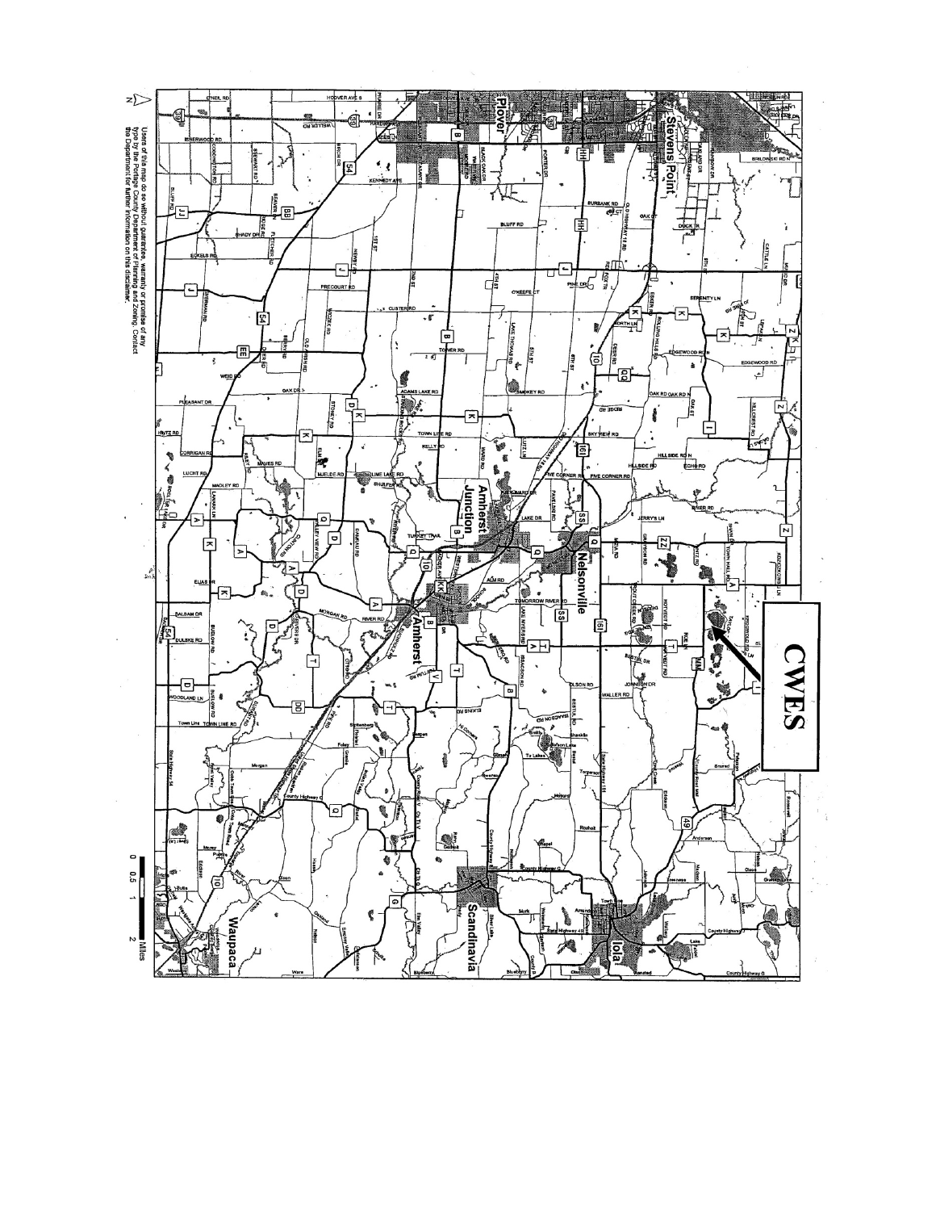CWES

Stevens Point

Plover

Amherst Junction

Nelsonville

Amherst

Scandinavia

Iola

Waupaca

N

Users of this map do so without guarantee, warranty or promise of any kind by the Portage County Department of Planning and Zoning. Contact the Department for further information on this disclaimer.

0 0.5 1 2 Miles